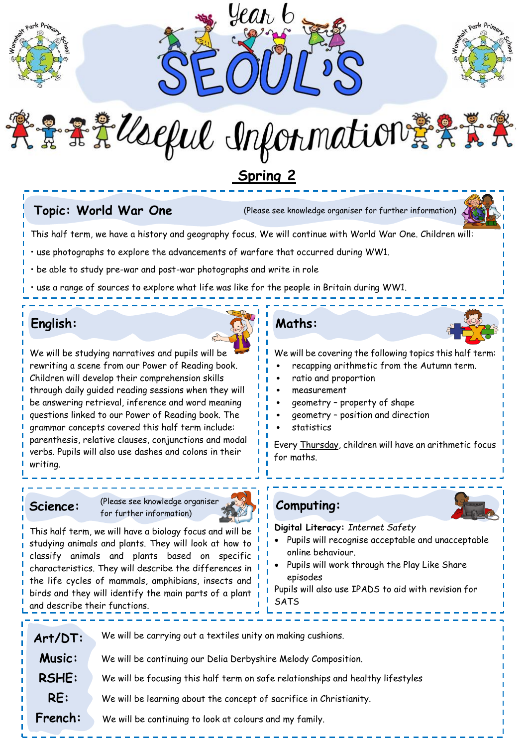# Year 6 SEOUL'S Useful Information

## Spring 2

## Topic: World War One

(Please see knowledge organiser for further information)

This half term, we have a history and geography focus. We will continue with World War One. Children will:

- use photographs to explore the advancements of warfare that occurred during WW1.
- be able to study pre-war and post-war photographs and write in role
- use a range of sources to explore what life was like for the people in Britain during WW1.

## English:

We will be studying narratives and pupils will be rewriting a scene from our Power of Reading book. Children will develop their comprehension skills through daily guided reading sessions when they will be answering retrieval, inference and word meaning questions linked to our Power of Reading book. The grammar concepts covered this half term include: parenthesis, relative clauses, conjunctions and modal verbs. Pupils will also use dashes and colons in their writing.

## Maths:

We will be covering the following topics this half term:

- recapping arithmetic from the Autumn term.
- ratio and proportion
- measurement
- geometry – property of shape
- geometry – position and direction
- statistics

Every Thursday, children will have an arithmetic focus for maths.

## Science:

(Please see knowledge organiser for further information)

This half term, we will have a biology focus and will be studying animals and plants. They will look at how to classify animals and plants based on specific characteristics. They will describe the differences in the life cycles of mammals, amphibians, insects and birds and they will identify the main parts of a plant and describe their functions.

## Computing:

**Digital Literacy:** *Internet Safety*

- Pupils will recognise acceptable and unacceptable online behaviour.
- Pupils will work through the Play Like Share episodes

Pupils will also use IPADS to aid with revision for SATS

**Art/DT:** We will be carrying out a textiles unity on making cushions.

**Music:** We will be continuing our Delia Derbyshire Melody Composition.

**RSHE:** We will be focusing this half term on safe relationships and healthy lifestyles

**RE:** We will be learning about the concept of sacrifice in Christianity.

**French:** We will be continuing to look at colours and my family.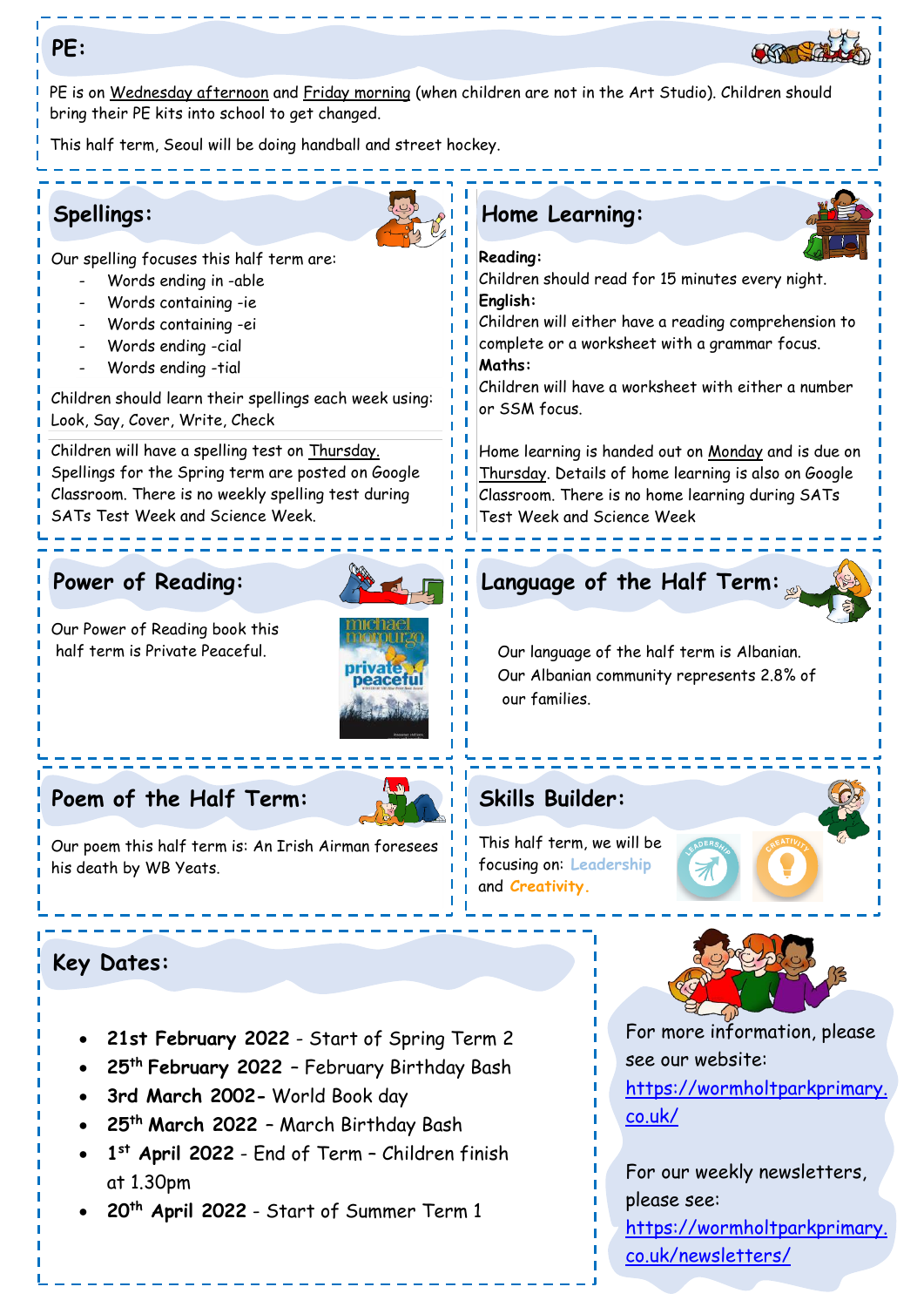## PE:

PE is on Wednesday afternoon and Friday morning (when children are not in the Art Studio). Children should bring their PE kits into school to get changed.

This half term, Seoul will be doing handball and street hockey.

## Spellings:

Our spelling focuses this half term are:

- Words ending in -able
- Words containing -ie
- Words containing -ei
- Words ending -cial
- Words ending -tial

Children should learn their spellings each week using: Look, Say, Cover, Write, Check

Children will have a spelling test on Thursday. Spellings for the Spring term are posted on Google Classroom. There is no weekly spelling test during SATs Test Week and Science Week.

## Home Learning:

**Reading:**
Children should read for 15 minutes every night.

**English:**
Children will either have a reading comprehension to complete or a worksheet with a grammar focus.

**Maths:**
Children will have a worksheet with either a number or SSM focus.

Home learning is handed out on Monday and is due on Thursday. Details of home learning is also on Google Classroom. There is no home learning during SATs Test Week and Science Week

## Power of Reading:

Our Power of Reading book this half term is Private Peaceful.

## Language of the Half Term:

Our language of the half term is Albanian. Our Albanian community represents 2.8% of our families.

## Poem of the Half Term:

Our poem this half term is: An Irish Airman foresees his death by WB Yeats.

## Skills Builder:

This half term, we will be focusing on: Leadership and Creativity.

## Key Dates:

- **21st February 2022** - Start of Spring Term 2
- **25th February 2022** – February Birthday Bash
- **3rd March 2002-** World Book day
- **25th March 2022** – March Birthday Bash
- **1st April 2022** - End of Term – Children finish at 1.30pm
- **20th April 2022** - Start of Summer Term 1

For more information, please see our website: https://wormholtparkprimary.co.uk/

For our weekly newsletters, please see: https://wormholtparkprimary.co.uk/newsletters/